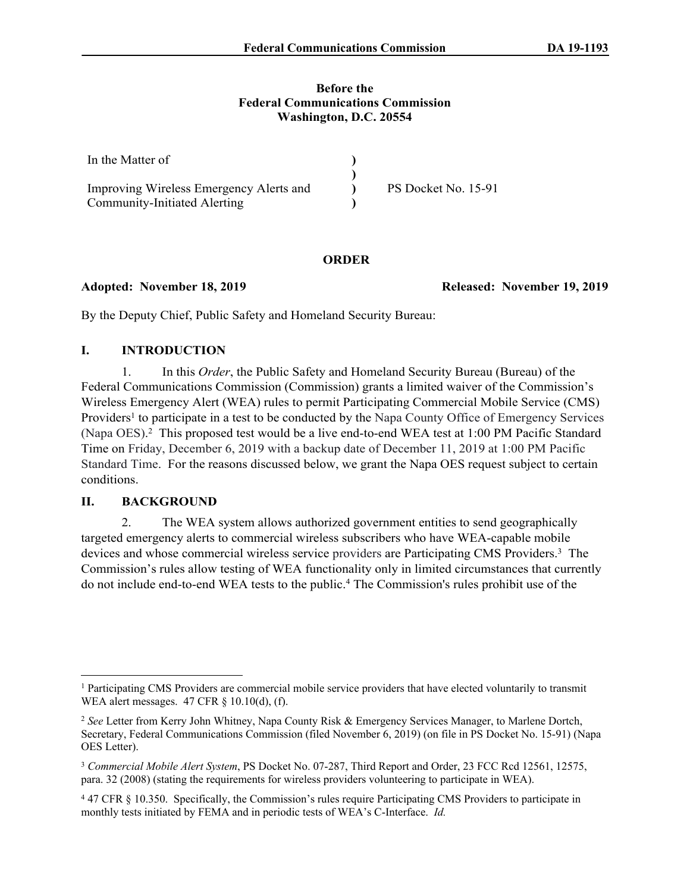**Before the**
**Federal Communications Commission**
**Washington, D.C. 20554**

| In the Matter of | ) | |
|---|---|---|
| | ) | |
| Improving Wireless Emergency Alerts and | ) | PS Docket No. 15-91 |
| Community-Initiated Alerting | ) | |

**ORDER**

**Adopted: November 18, 2019** **Released: November 19, 2019**

By the Deputy Chief, Public Safety and Homeland Security Bureau:

## I. INTRODUCTION

1. In this *Order*, the Public Safety and Homeland Security Bureau (Bureau) of the Federal Communications Commission (Commission) grants a limited waiver of the Commission's Wireless Emergency Alert (WEA) rules to permit Participating Commercial Mobile Service (CMS) Providers[1] to participate in a test to be conducted by the Napa County Office of Emergency Services (Napa OES).[2] This proposed test would be a live end-to-end WEA test at 1:00 PM Pacific Standard Time on Friday, December 6, 2019 with a backup date of December 11, 2019 at 1:00 PM Pacific Standard Time. For the reasons discussed below, we grant the Napa OES request subject to certain conditions.

## II. BACKGROUND

2. The WEA system allows authorized government entities to send geographically targeted emergency alerts to commercial wireless subscribers who have WEA-capable mobile devices and whose commercial wireless service providers are Participating CMS Providers.[3] The Commission's rules allow testing of WEA functionality only in limited circumstances that currently do not include end-to-end WEA tests to the public.[4] The Commission's rules prohibit use of the

---

[1] Participating CMS Providers are commercial mobile service providers that have elected voluntarily to transmit WEA alert messages. 47 CFR § 10.10(d), (f).

[2] *See* Letter from Kerry John Whitney, Napa County Risk & Emergency Services Manager, to Marlene Dortch, Secretary, Federal Communications Commission (filed November 6, 2019) (on file in PS Docket No. 15-91) (Napa OES Letter).

[3] *Commercial Mobile Alert System*, PS Docket No. 07-287, Third Report and Order, 23 FCC Rcd 12561, 12575, para. 32 (2008) (stating the requirements for wireless providers volunteering to participate in WEA).

[4] 47 CFR § 10.350. Specifically, the Commission's rules require Participating CMS Providers to participate in monthly tests initiated by FEMA and in periodic tests of WEA's C-Interface. *Id.*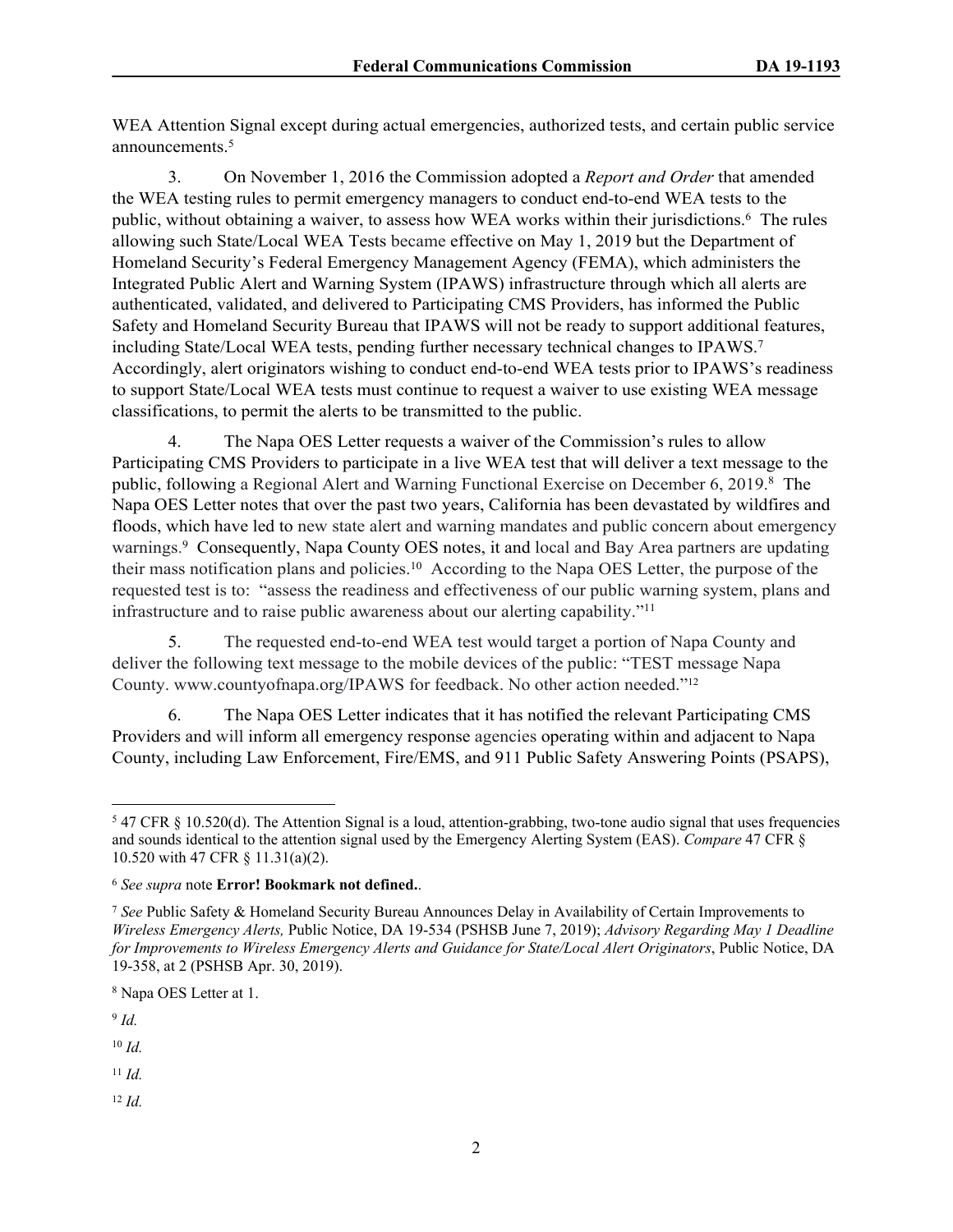WEA Attention Signal except during actual emergencies, authorized tests, and certain public service announcements.[5]

3. On November 1, 2016 the Commission adopted a *Report and Order* that amended the WEA testing rules to permit emergency managers to conduct end-to-end WEA tests to the public, without obtaining a waiver, to assess how WEA works within their jurisdictions.[6] The rules allowing such State/Local WEA Tests became effective on May 1, 2019 but the Department of Homeland Security's Federal Emergency Management Agency (FEMA), which administers the Integrated Public Alert and Warning System (IPAWS) infrastructure through which all alerts are authenticated, validated, and delivered to Participating CMS Providers, has informed the Public Safety and Homeland Security Bureau that IPAWS will not be ready to support additional features, including State/Local WEA tests, pending further necessary technical changes to IPAWS.[7] Accordingly, alert originators wishing to conduct end-to-end WEA tests prior to IPAWS's readiness to support State/Local WEA tests must continue to request a waiver to use existing WEA message classifications, to permit the alerts to be transmitted to the public.

4. The Napa OES Letter requests a waiver of the Commission's rules to allow Participating CMS Providers to participate in a live WEA test that will deliver a text message to the public, following a Regional Alert and Warning Functional Exercise on December 6, 2019.[8] The Napa OES Letter notes that over the past two years, California has been devastated by wildfires and floods, which have led to new state alert and warning mandates and public concern about emergency warnings.[9] Consequently, Napa County OES notes, it and local and Bay Area partners are updating their mass notification plans and policies.[10] According to the Napa OES Letter, the purpose of the requested test is to: "assess the readiness and effectiveness of our public warning system, plans and infrastructure and to raise public awareness about our alerting capability."[11]

5. The requested end-to-end WEA test would target a portion of Napa County and deliver the following text message to the mobile devices of the public: "TEST message Napa County. www.countyofnapa.org/IPAWS for feedback. No other action needed."[12]

6. The Napa OES Letter indicates that it has notified the relevant Participating CMS Providers and will inform all emergency response agencies operating within and adjacent to Napa County, including Law Enforcement, Fire/EMS, and 911 Public Safety Answering Points (PSAPS),

---

[5] 47 CFR § 10.520(d). The Attention Signal is a loud, attention-grabbing, two-tone audio signal that uses frequencies and sounds identical to the attention signal used by the Emergency Alerting System (EAS). *Compare* 47 CFR § 10.520 with 47 CFR § 11.31(a)(2).

[6] *See supra* note **Error! Bookmark not defined.**.

[7] *See* Public Safety & Homeland Security Bureau Announces Delay in Availability of Certain Improvements to *Wireless Emergency Alerts,* Public Notice, DA 19-534 (PSHSB June 7, 2019); *Advisory Regarding May 1 Deadline for Improvements to Wireless Emergency Alerts and Guidance for State/Local Alert Originators*, Public Notice, DA 19-358, at 2 (PSHSB Apr. 30, 2019).

[8] Napa OES Letter at 1.

[9] *Id.*

[10] *Id.*

[11] *Id.*

[12] *Id.*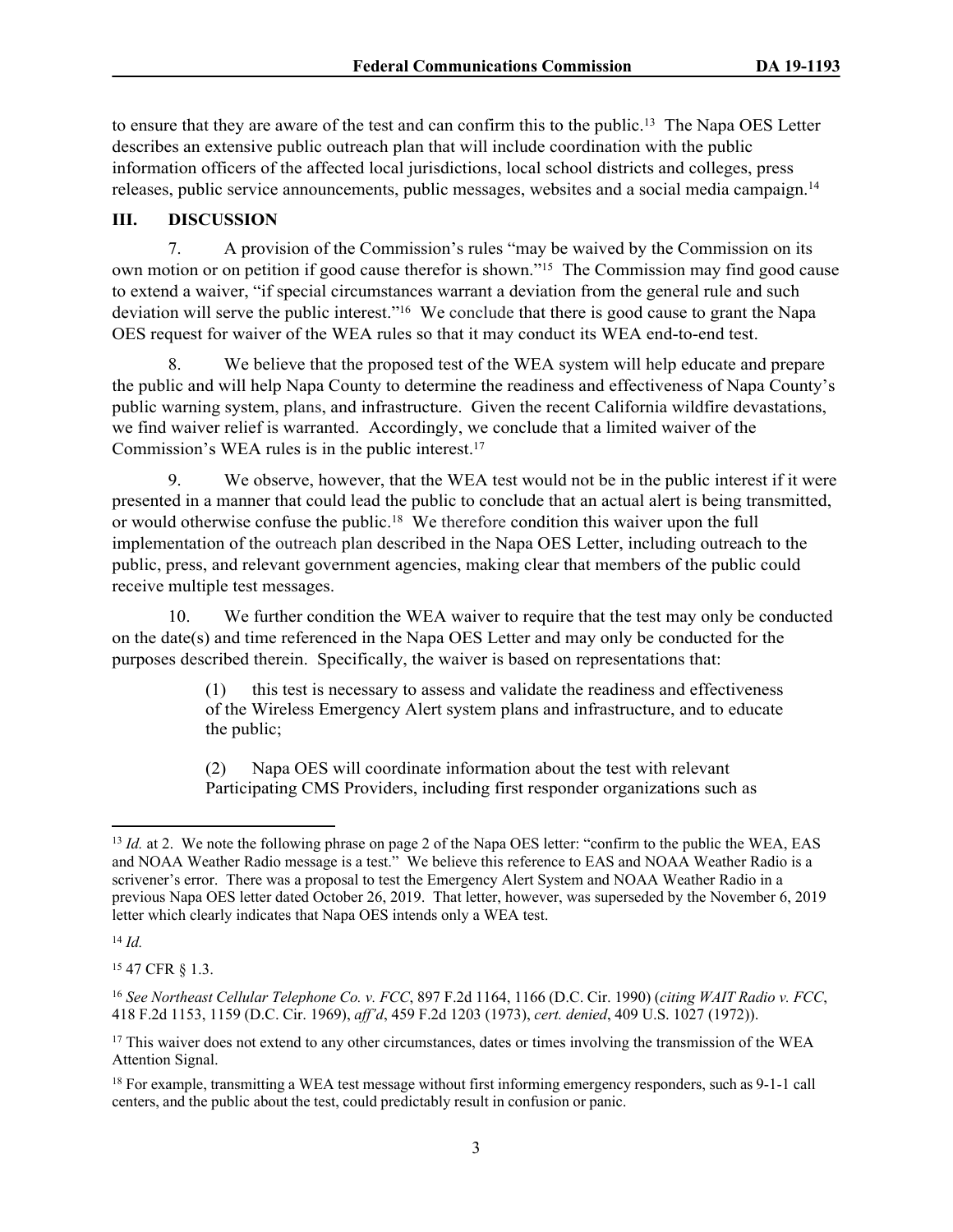to ensure that they are aware of the test and can confirm this to the public.[13] The Napa OES Letter describes an extensive public outreach plan that will include coordination with the public information officers of the affected local jurisdictions, local school districts and colleges, press releases, public service announcements, public messages, websites and a social media campaign.[14]

## III. DISCUSSION

7. A provision of the Commission's rules "may be waived by the Commission on its own motion or on petition if good cause therefor is shown."[15] The Commission may find good cause to extend a waiver, "if special circumstances warrant a deviation from the general rule and such deviation will serve the public interest."[16] We conclude that there is good cause to grant the Napa OES request for waiver of the WEA rules so that it may conduct its WEA end-to-end test.

8. We believe that the proposed test of the WEA system will help educate and prepare the public and will help Napa County to determine the readiness and effectiveness of Napa County's public warning system, plans, and infrastructure. Given the recent California wildfire devastations, we find waiver relief is warranted. Accordingly, we conclude that a limited waiver of the Commission's WEA rules is in the public interest.[17]

9. We observe, however, that the WEA test would not be in the public interest if it were presented in a manner that could lead the public to conclude that an actual alert is being transmitted, or would otherwise confuse the public.[18] We therefore condition this waiver upon the full implementation of the outreach plan described in the Napa OES Letter, including outreach to the public, press, and relevant government agencies, making clear that members of the public could receive multiple test messages.

10. We further condition the WEA waiver to require that the test may only be conducted on the date(s) and time referenced in the Napa OES Letter and may only be conducted for the purposes described therein. Specifically, the waiver is based on representations that:

> (1) this test is necessary to assess and validate the readiness and effectiveness of the Wireless Emergency Alert system plans and infrastructure, and to educate the public;
>
> (2) Napa OES will coordinate information about the test with relevant Participating CMS Providers, including first responder organizations such as

---

[13] *Id.* at 2. We note the following phrase on page 2 of the Napa OES letter: "confirm to the public the WEA, EAS and NOAA Weather Radio message is a test." We believe this reference to EAS and NOAA Weather Radio is a scrivener's error. There was a proposal to test the Emergency Alert System and NOAA Weather Radio in a previous Napa OES letter dated October 26, 2019. That letter, however, was superseded by the November 6, 2019 letter which clearly indicates that Napa OES intends only a WEA test.

[14] *Id.*

[15] 47 CFR § 1.3.

[16] *See Northeast Cellular Telephone Co. v. FCC*, 897 F.2d 1164, 1166 (D.C. Cir. 1990) (*citing WAIT Radio v. FCC*, 418 F.2d 1153, 1159 (D.C. Cir. 1969), *aff'd*, 459 F.2d 1203 (1973), *cert. denied*, 409 U.S. 1027 (1972)).

[17] This waiver does not extend to any other circumstances, dates or times involving the transmission of the WEA Attention Signal.

[18] For example, transmitting a WEA test message without first informing emergency responders, such as 9-1-1 call centers, and the public about the test, could predictably result in confusion or panic.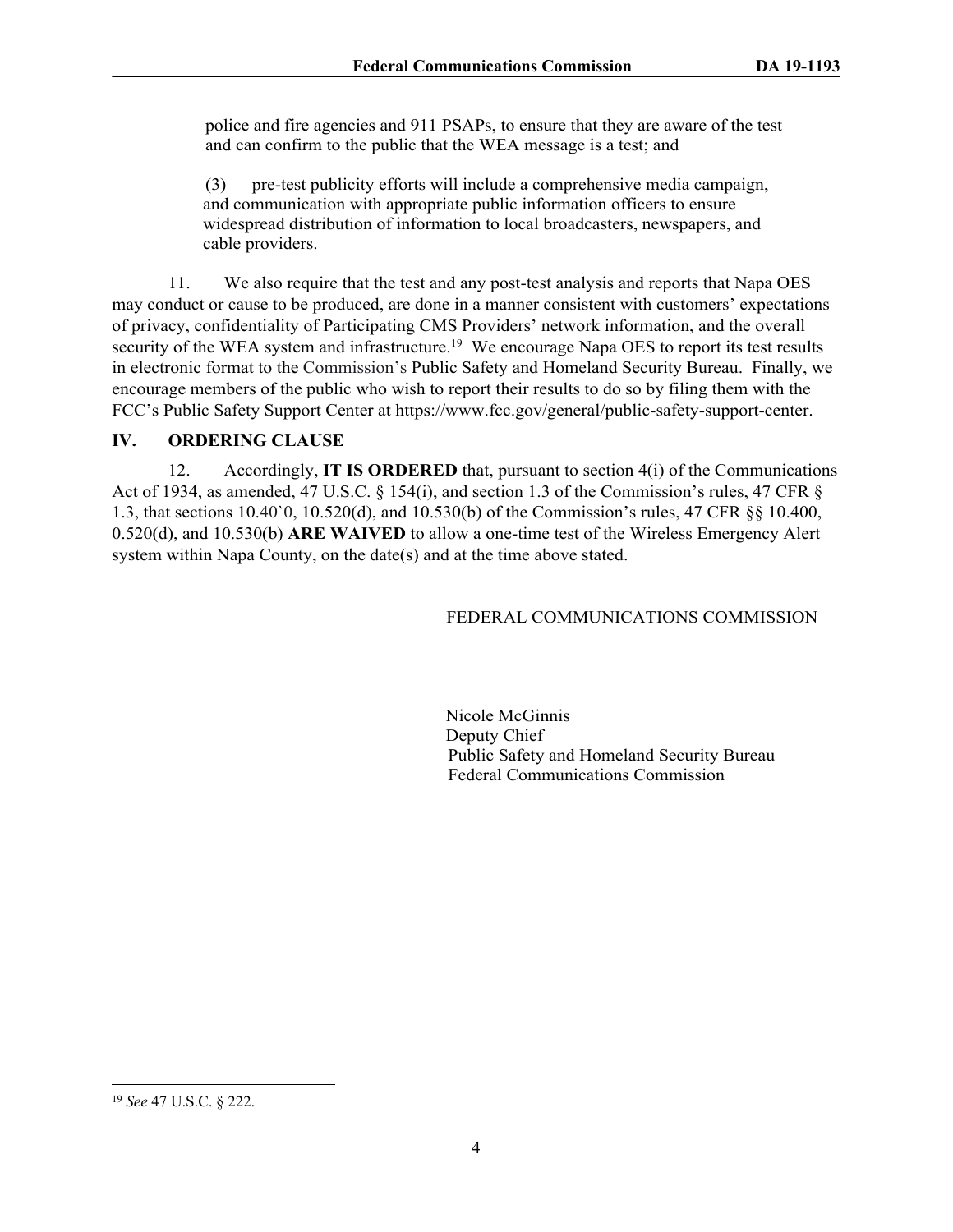police and fire agencies and 911 PSAPs, to ensure that they are aware of the test and can confirm to the public that the WEA message is a test; and

(3) pre-test publicity efforts will include a comprehensive media campaign, and communication with appropriate public information officers to ensure widespread distribution of information to local broadcasters, newspapers, and cable providers.

11. We also require that the test and any post-test analysis and reports that Napa OES may conduct or cause to be produced, are done in a manner consistent with customers' expectations of privacy, confidentiality of Participating CMS Providers' network information, and the overall security of the WEA system and infrastructure.[19] We encourage Napa OES to report its test results in electronic format to the Commission's Public Safety and Homeland Security Bureau. Finally, we encourage members of the public who wish to report their results to do so by filing them with the FCC's Public Safety Support Center at https://www.fcc.gov/general/public-safety-support-center.

## IV. ORDERING CLAUSE

12. Accordingly, **IT IS ORDERED** that, pursuant to section 4(i) of the Communications Act of 1934, as amended, 47 U.S.C. § 154(i), and section 1.3 of the Commission's rules, 47 CFR § 1.3, that sections 10.40`0, 10.520(d), and 10.530(b) of the Commission's rules, 47 CFR §§ 10.400, 0.520(d), and 10.530(b) **ARE WAIVED** to allow a one-time test of the Wireless Emergency Alert system within Napa County, on the date(s) and at the time above stated.

FEDERAL COMMUNICATIONS COMMISSION

Nicole McGinnis
Deputy Chief
Public Safety and Homeland Security Bureau
Federal Communications Commission

---

[19] *See* 47 U.S.C. § 222.